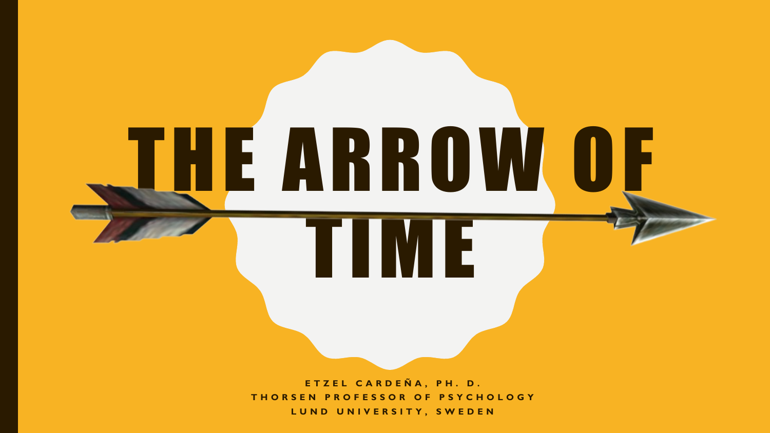# THE ARROW OF TIME

**ETZEL CARDEÑA, PH. D.**
**THORSEN PROFESSOR OF PSYCHOLOGY**
**LUND UNIVERSITY, SWEDEN**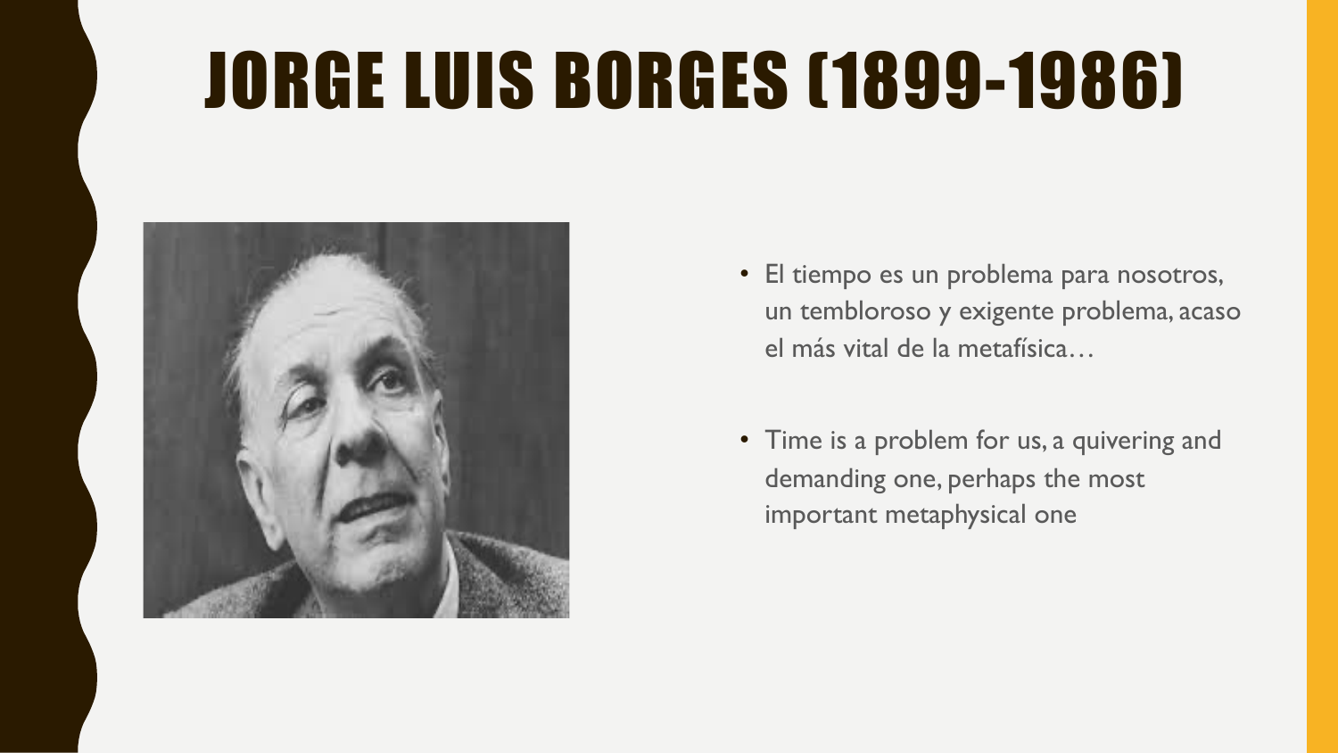# JORGE LUIS BORGES (1899-1986)

- El tiempo es un problema para nosotros, un tembloroso y exigente problema, acaso el más vital de la metafísica…
- Time is a problem for us, a quivering and demanding one, perhaps the most important metaphysical one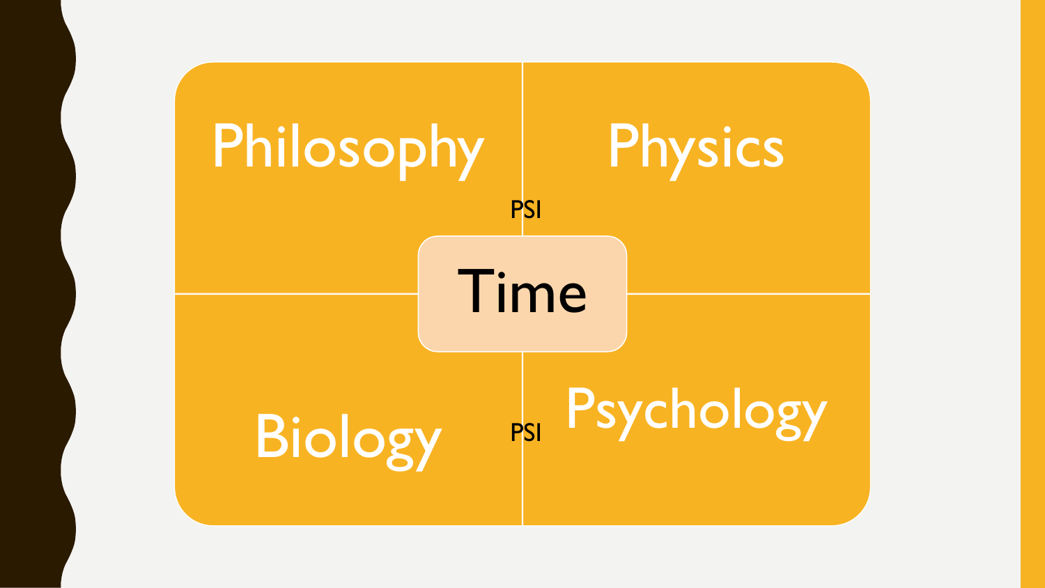Philosophy

Physics

PSI

Time

Biology

PSI

Psychology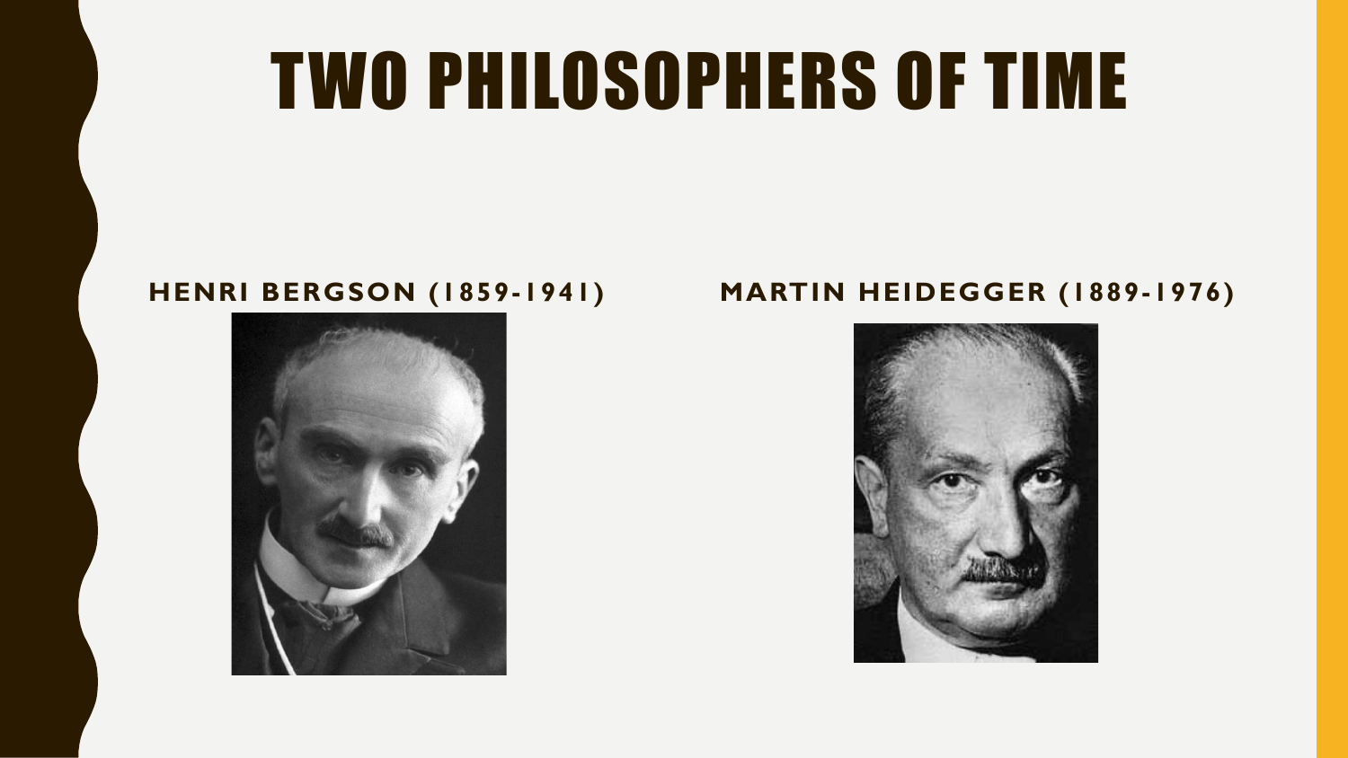# TWO PHILOSOPHERS OF TIME

**HENRI BERGSON (1859-1941)**

**MARTIN HEIDEGGER (1889-1976)**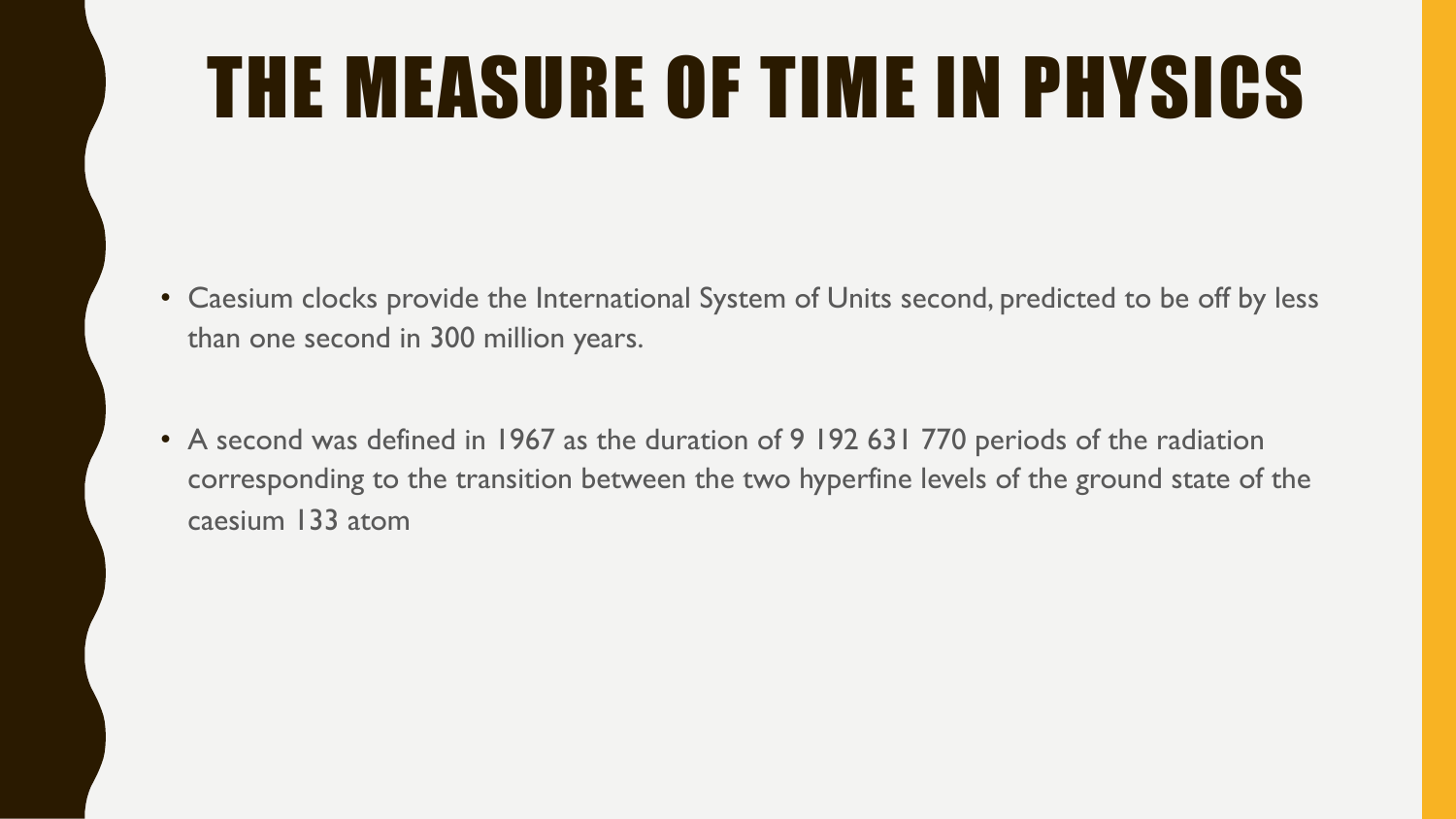# THE MEASURE OF TIME IN PHYSICS

- Caesium clocks provide the International System of Units second, predicted to be off by less than one second in 300 million years.
- A second was defined in 1967 as the duration of 9 192 631 770 periods of the radiation corresponding to the transition between the two hyperfine levels of the ground state of the caesium 133 atom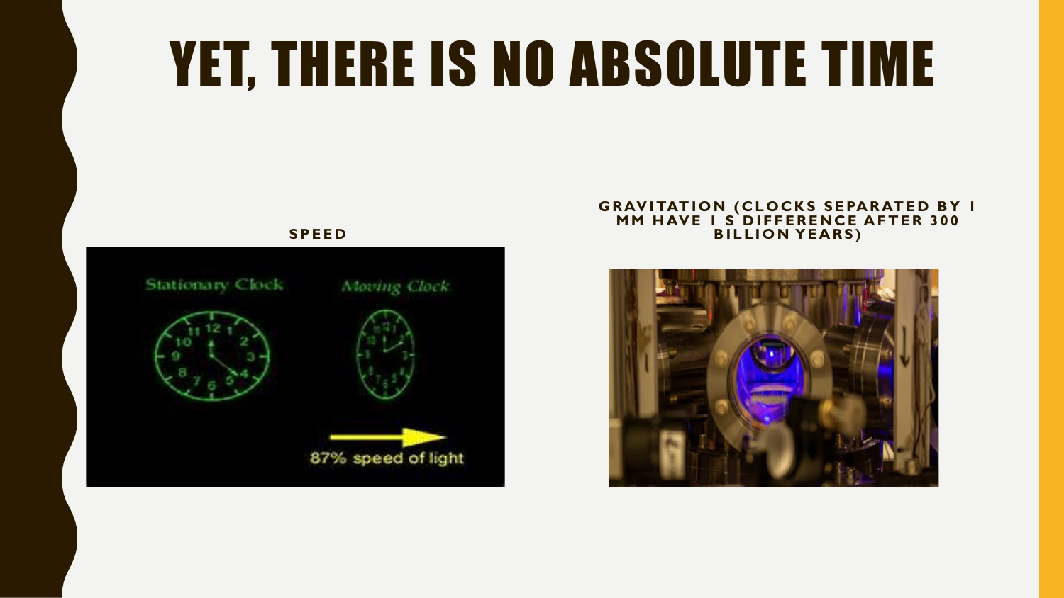# YET, THERE IS NO ABSOLUTE TIME

**SPEED**

**GRAVITATION (CLOCKS SEPARATED BY 1 MM HAVE 1 S DIFFERENCE AFTER 300 BILLION YEARS)**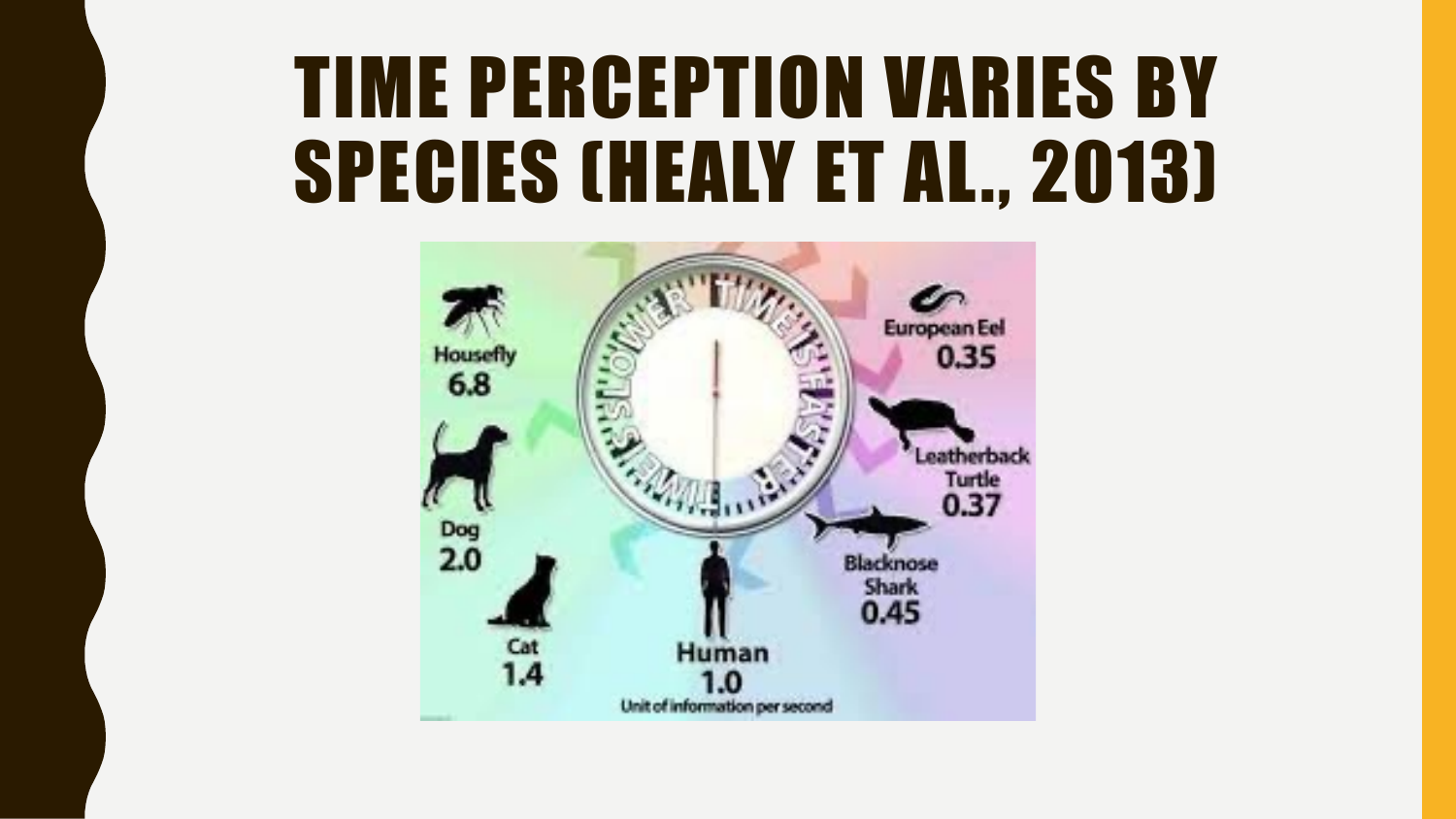# TIME PERCEPTION VARIES BY SPECIES (HEALY ET AL., 2013)

Housefly 6.8

Dog 2.0

Cat 1.4

Human 1.0

Unit of information per second

Blacknose Shark 0.45

Leatherback Turtle 0.37

European Eel 0.35

TIME IS SLOWER — TIME IS FASTER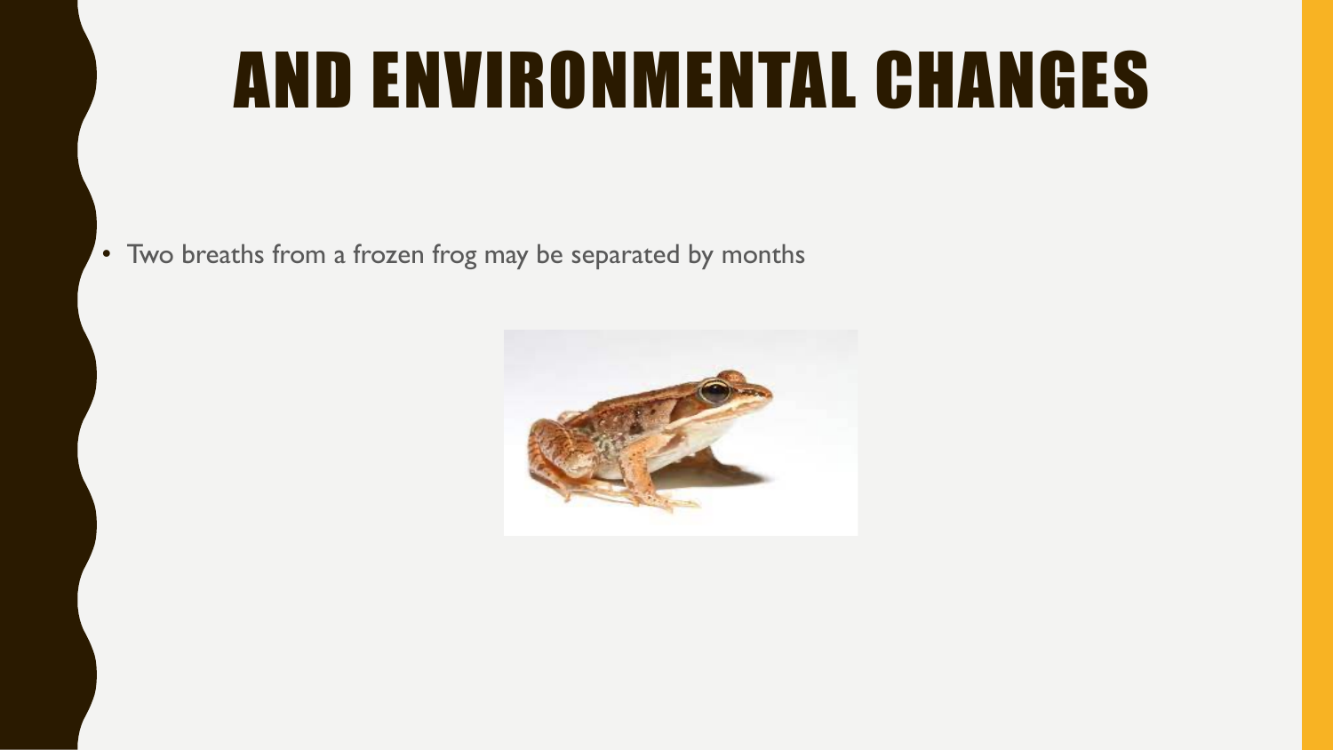# AND ENVIRONMENTAL CHANGES

- Two breaths from a frozen frog may be separated by months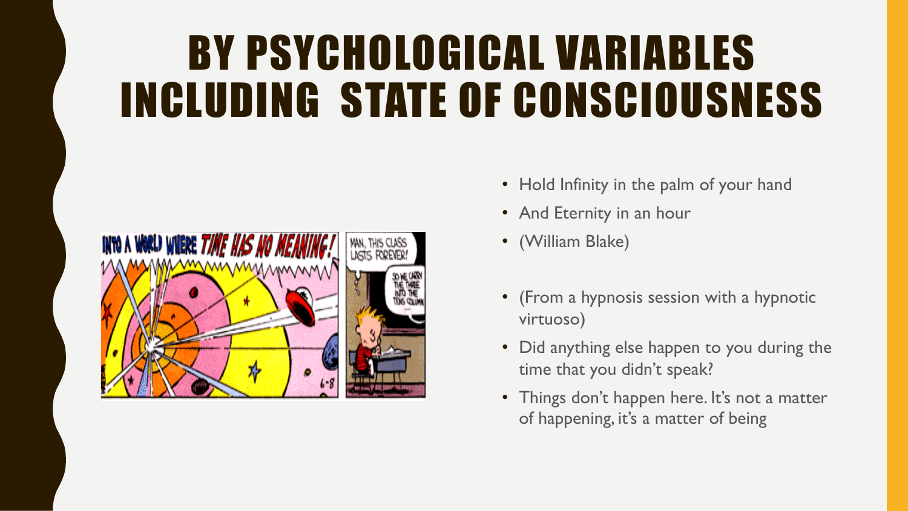# BY PSYCHOLOGICAL VARIABLES INCLUDING STATE OF CONSCIOUSNESS

- Hold Infinity in the palm of your hand
- And Eternity in an hour
- (William Blake)

- (From a hypnosis session with a hypnotic virtuoso)
- Did anything else happen to you during the time that you didn't speak?
- Things don't happen here. It's not a matter of happening, it's a matter of being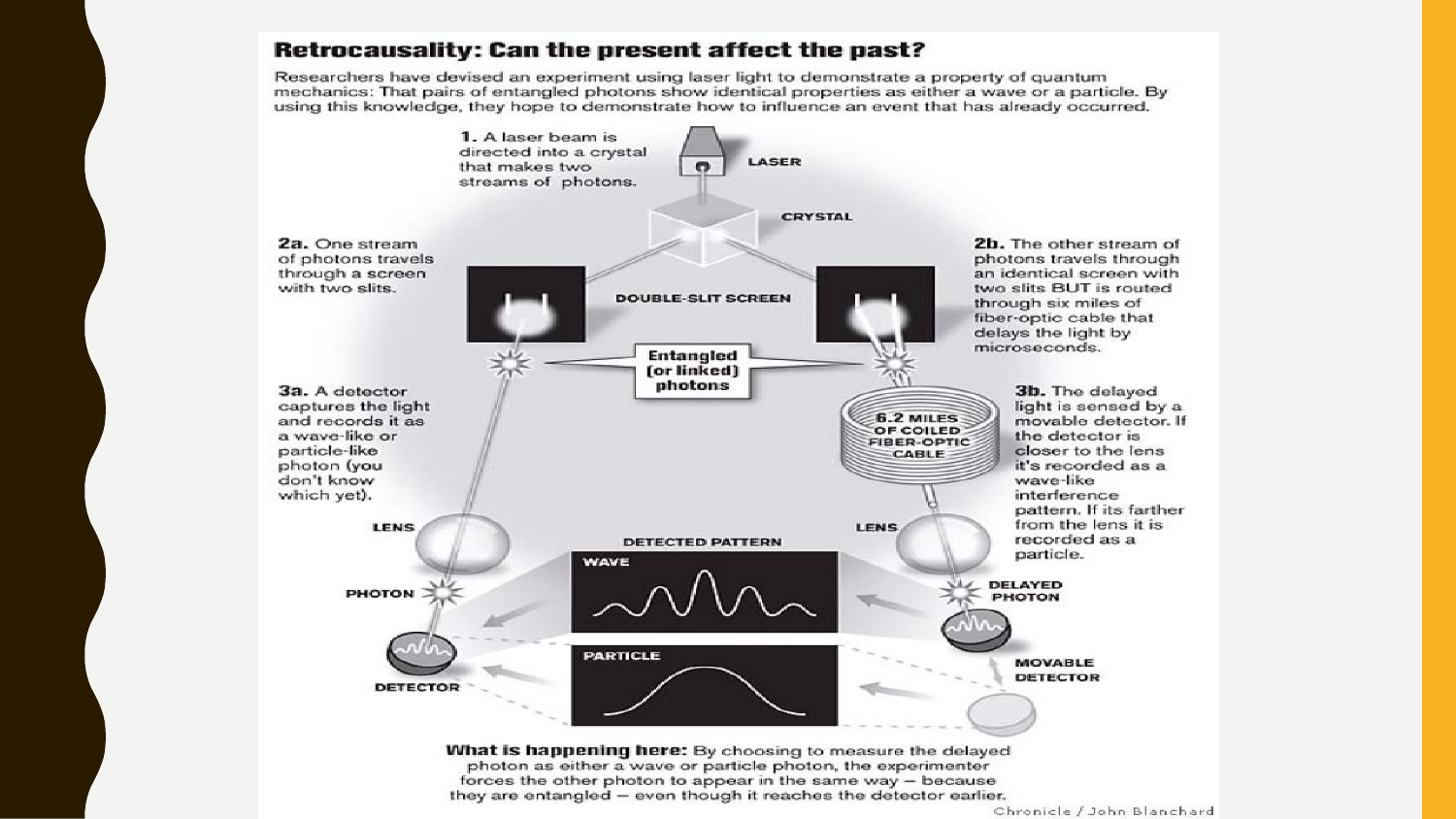# Retrocausality: Can the present affect the past?

Researchers have devised an experiment using laser light to demonstrate a property of quantum mechanics: That pairs of entangled photons show identical properties as either a wave or a particle. By using this knowledge, they hope to demonstrate how to influence an event that has already occurred.

**1.** A laser beam is directed into a crystal that makes two streams of photons.

LASER

CRYSTAL

**2a.** One stream of photons travels through a screen with two slits.

DOUBLE-SLIT SCREEN

**2b.** The other stream of photons travels through an identical screen with two slits BUT is routed through six miles of fiber-optic cable that delays the light by microseconds.

**Entangled (or linked) photons**

**3a.** A detector captures the light and records it as a wave-like or particle-like photon (you don't know which yet).

6.2 MILES OF COILED FIBER-OPTIC CABLE

**3b.** The delayed light is sensed by a movable detector. If the detector is closer to the lens it's recorded as a wave-like interference pattern. If its farther from the lens it is recorded as a particle.

LENS

LENS

DETECTED PATTERN

WAVE

PARTICLE

PHOTON

DELAYED PHOTON

DETECTOR

MOVABLE DETECTOR

**What is happening here:** By choosing to measure the delayed photon as either a wave or particle photon, the experimenter forces the other photon to appear in the same way — because they are entangled — even though it reaches the detector earlier.

Chronicle / John Blanchard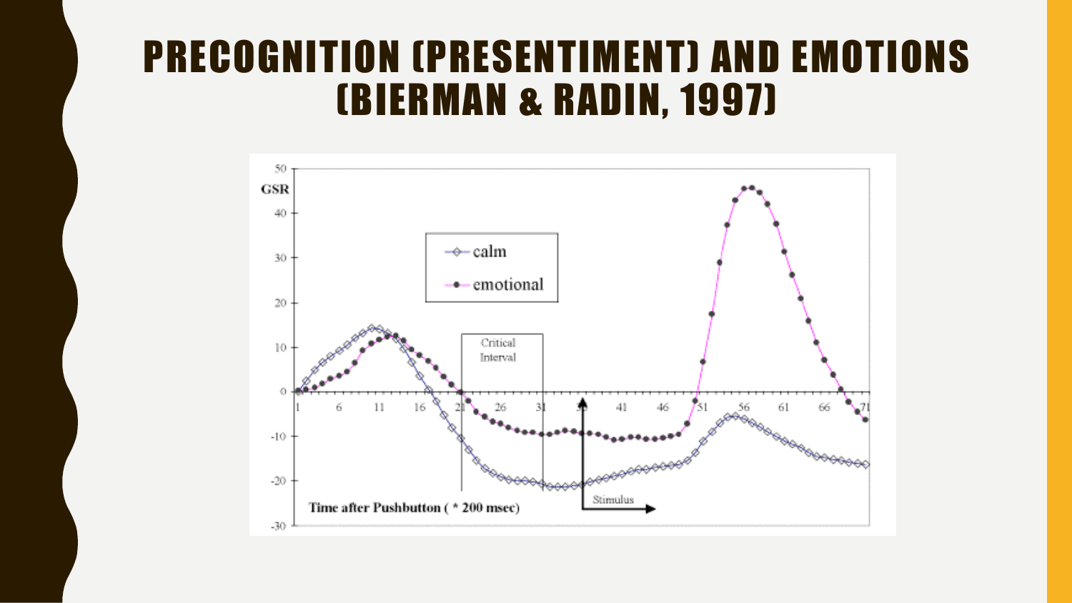# PRECOGNITION (PRESENTIMENT) AND EMOTIONS (BIERMAN & RADIN, 1997)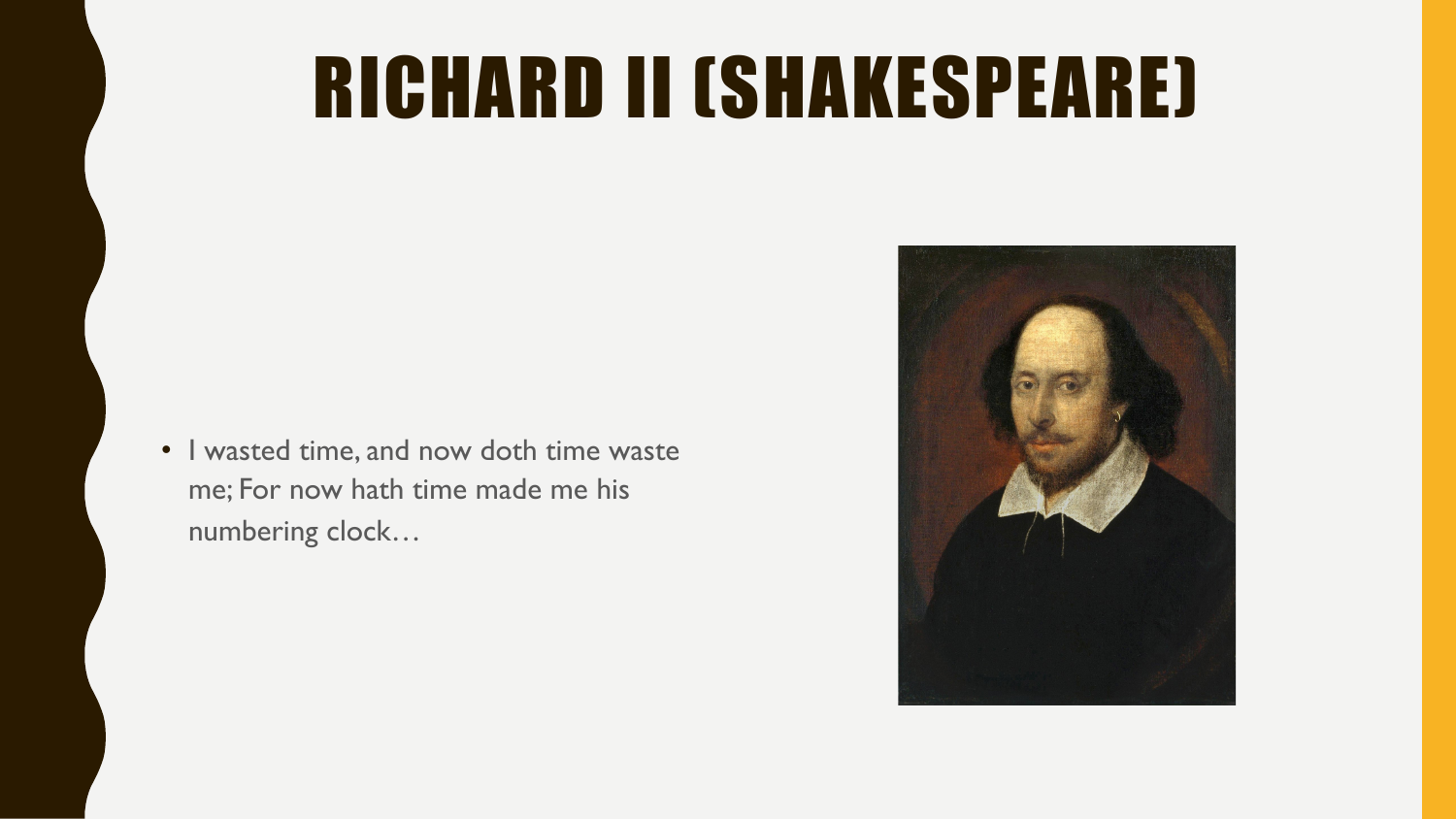# RICHARD II (SHAKESPEARE)

- I wasted time, and now doth time waste me; For now hath time made me his numbering clock…